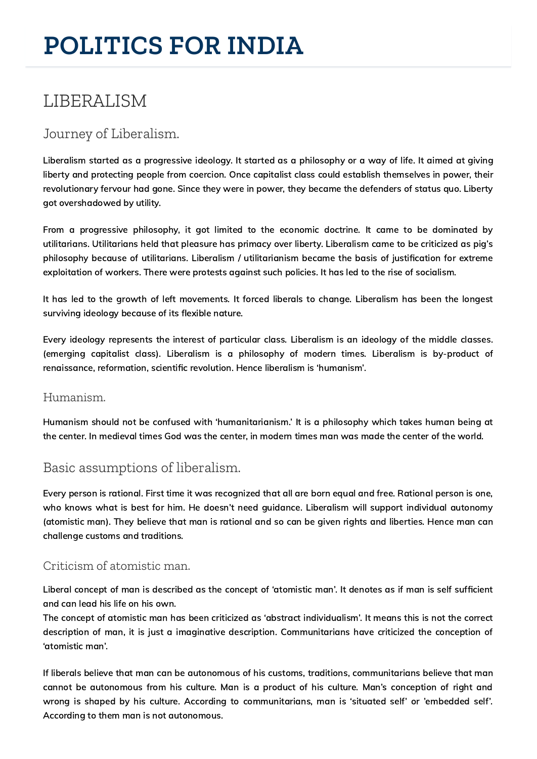# POLITICS FOR INDIA

## LIBERALISM

### Journey of Liberalism.

**Liberalism started as a progressive ideology. It started as a philosophy or a way of life. It aimed at giving liberty and protecting people from coercion. Once capitalist class could establish themselves in power, their revolutionary fervour had gone. Since they were in power, they became the defenders of status quo. Liberty got overshadowed by utility.**

**From a progressive philosophy, it got limited to the economic doctrine. It came to be dominated by utilitarians. Utilitarians held that pleasure has primacy over liberty. Liberalism came to be criticized as pig's philosophy because of utilitarians. Liberalism / utilitarianism became the basis of justification for extreme exploitation of workers. There were protests against such policies. It has led to the rise of socialism.**

**It has led to the growth of left movements. It forced liberals to change. Liberalism has been the longest surviving ideology because of its flexible nature.**

**Every ideology represents the interest of particular class. Liberalism is an ideology of the middle classes. (emerging capitalist class). Liberalism is a philosophy of modern times. Liberalism is by-product of renaissance, reformation, scientific revolution. Hence liberalism is 'humanism'.**

#### Humanism.

**Humanism should not be confused with 'humanitarianism.' It is a philosophy which takes human being at the center. In medieval times God was the center, in modern times man was made the center of the world.**

### Basic assumptions of liberalism.

**Every person is rational. First time it was recognized that all are born equal and free. Rational person is one, who knows what is best for him. He doesn't need guidance. Liberalism will support individual autonomy (atomistic man). They believe that man is rational and so can be given rights and liberties. Hence man can challenge customs and traditions.**

#### Criticism of atomistic man.

**Liberal concept of man is described as the concept of 'atomistic man'. It denotes as if man is self sufficient and can lead his life on his own.**
**The concept of atomistic man has been criticized as 'abstract individualism'. It means this is not the correct description of man, it is just a imaginative description. Communitarians have criticized the conception of 'atomistic man'.**

**If liberals believe that man can be autonomous of his customs, traditions, communitarians believe that man cannot be autonomous from his culture. Man is a product of his culture. Man's conception of right and wrong is shaped by his culture. According to communitarians, man is 'situated self' or 'embedded self'. According to them man is not autonomous.**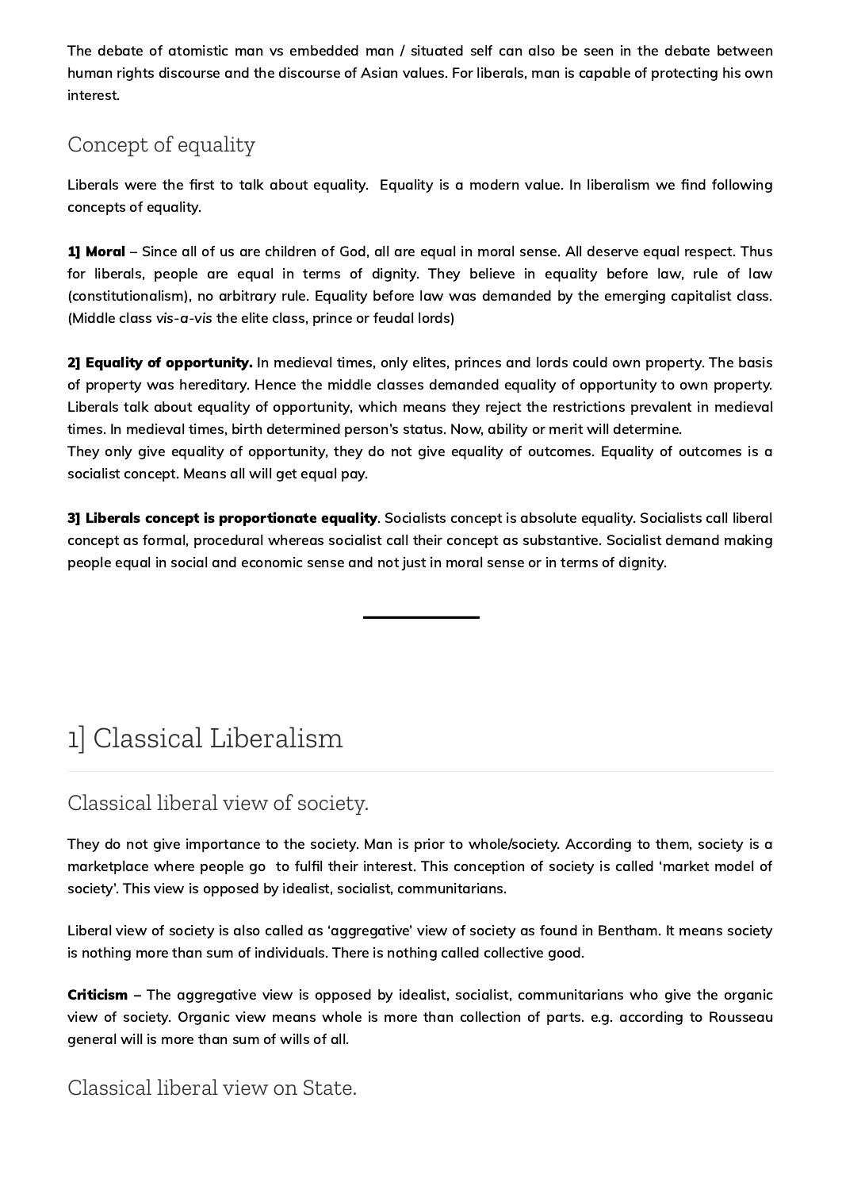The debate of atomistic man vs embedded man / situated self can also be seen in the debate between human rights discourse and the discourse of Asian values. For liberals, man is capable of protecting his own interest.

## Concept of equality

Liberals were the first to talk about equality.  Equality is a modern value. In liberalism we find following concepts of equality.

**1] Moral** – Since all of us are children of God, all are equal in moral sense. All deserve equal respect. Thus for liberals, people are equal in terms of dignity. They believe in equality before law, rule of law (constitutionalism), no arbitrary rule. Equality before law was demanded by the emerging capitalist class. (Middle class *vis-a-vis* the elite class, prince or feudal lords)

**2] Equality of opportunity.** In medieval times, only elites, princes and lords could own property. The basis of property was hereditary. Hence the middle classes demanded equality of opportunity to own property. Liberals talk about equality of opportunity, which means they reject the restrictions prevalent in medieval times. In medieval times, birth determined person's status. Now, ability or merit will determine.
They only give equality of opportunity, they do not give equality of outcomes. Equality of outcomes is a socialist concept. Means all will get equal pay.

**3] Liberals concept is proportionate equality**. Socialists concept is absolute equality. Socialists call liberal concept as formal, procedural whereas socialist call their concept as substantive. Socialist demand making people equal in social and economic sense and not just in moral sense or in terms of dignity.

---

# 1] Classical Liberalism

## Classical liberal view of society.

They do not give importance to the society. Man is prior to whole/society. According to them, society is a marketplace where people go  to fulfil their interest. This conception of society is called 'market model of society'. This view is opposed by idealist, socialist, communitarians.

Liberal view of society is also called as 'aggregative' view of society as found in Bentham. It means society is nothing more than sum of individuals. There is nothing called collective good.

**Criticism** – The aggregative view is opposed by idealist, socialist, communitarians who give the organic view of society. Organic view means whole is more than collection of parts. e.g. according to Rousseau general will is more than sum of wills of all.

## Classical liberal view on State.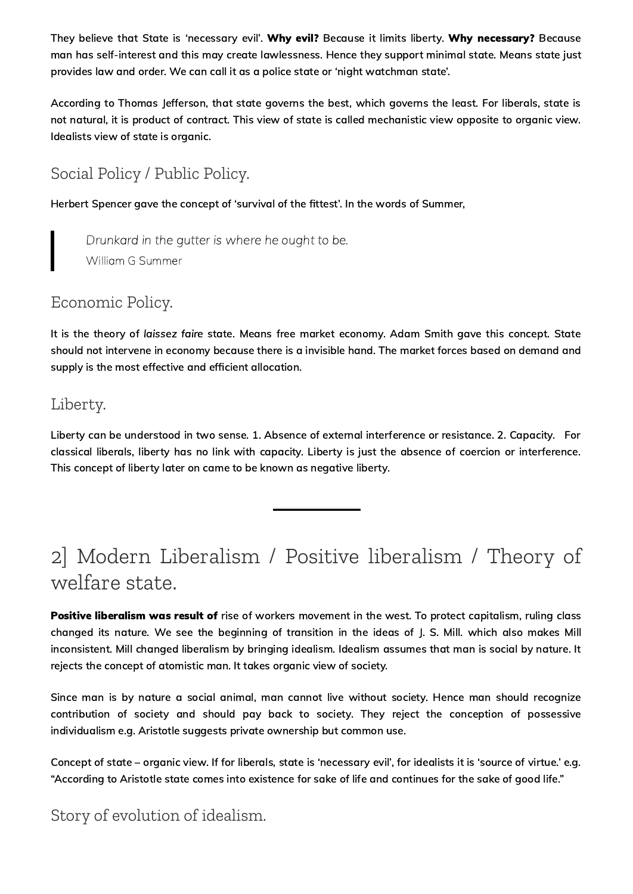They believe that State is 'necessary evil'. **Why evil?** Because it limits liberty. **Why necessary?** Because man has self-interest and this may create lawlessness. Hence they support minimal state. Means state just provides law and order. We can call it as a police state or 'night watchman state'.

According to Thomas Jefferson, that state governs the best, which governs the least. For liberals, state is not natural, it is product of contract. This view of state is called mechanistic view opposite to organic view. Idealists view of state is organic.

### Social Policy / Public Policy.

Herbert Spencer gave the concept of 'survival of the fittest'. In the words of Summer,

> *Drunkard in the gutter is where he ought to be.*
> William G Summer

### Economic Policy.

It is the theory of *laissez faire* state. Means free market economy. Adam Smith gave this concept. State should not intervene in economy because there is a invisible hand. The market forces based on demand and supply is the most effective and efficient allocation.

### Liberty.

Liberty can be understood in two sense. 1. Absence of external interference or resistance. 2. Capacity. For classical liberals, liberty has no link with capacity. Liberty is just the absence of coercion or interference. This concept of liberty later on came to be known as negative liberty.

---

## 2] Modern Liberalism / Positive liberalism / Theory of welfare state.

**Positive liberalism was result of** rise of workers movement in the west. To protect capitalism, ruling class changed its nature. We see the beginning of transition in the ideas of J. S. Mill. which also makes Mill inconsistent. Mill changed liberalism by bringing idealism. Idealism assumes that man is social by nature. It rejects the concept of atomistic man. It takes organic view of society.

Since man is by nature a social animal, man cannot live without society. Hence man should recognize contribution of society and should pay back to society. They reject the conception of possessive individualism e.g. Aristotle suggests private ownership but common use.

Concept of state – organic view. If for liberals, state is 'necessary evil', for idealists it is 'source of virtue.' e.g. "According to Aristotle state comes into existence for sake of life and continues for the sake of good life."

### Story of evolution of idealism.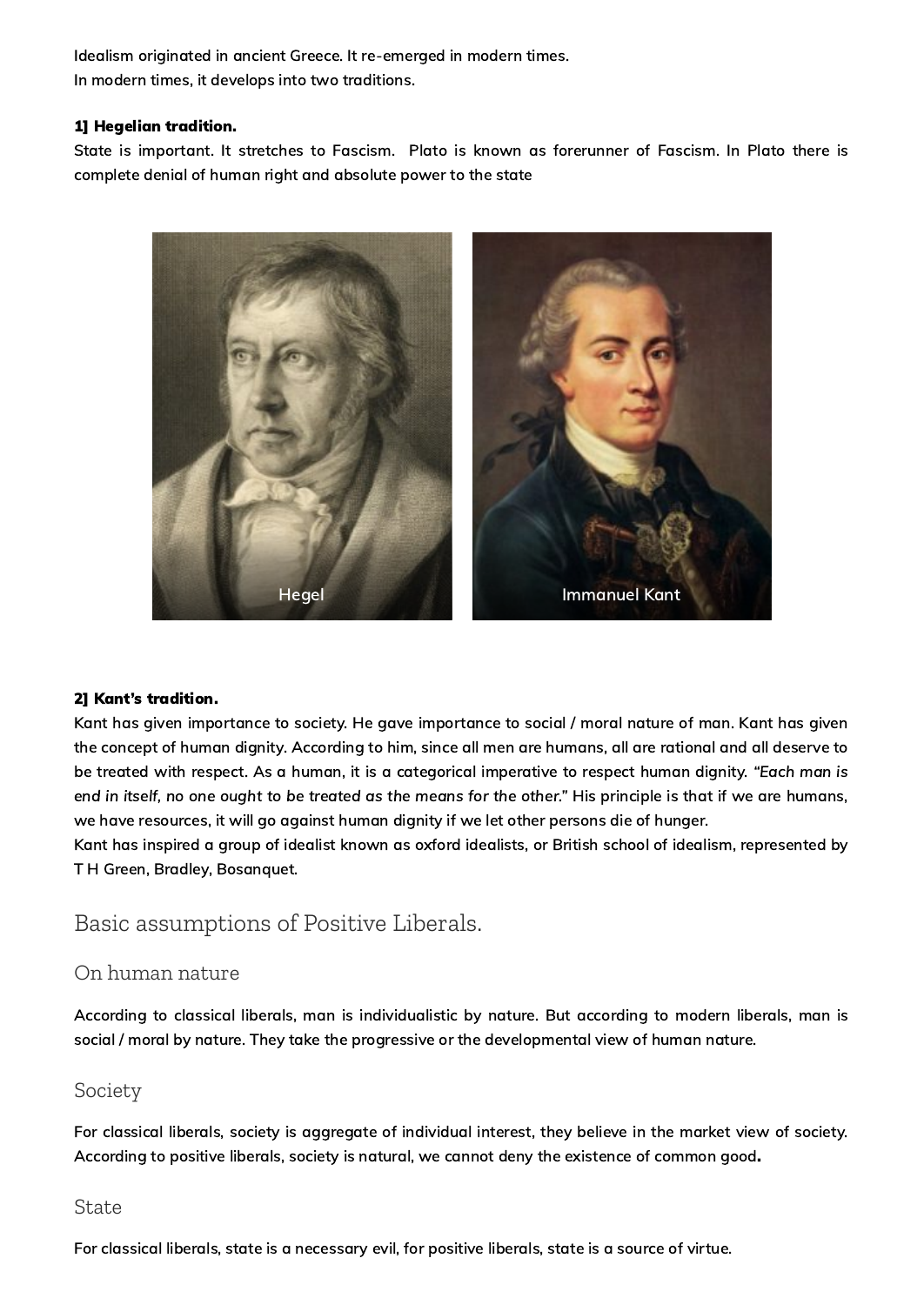Idealism originated in ancient Greece. It re-emerged in modern times.
In modern times, it develops into two traditions.

**1] Hegelian tradition.**

State is important. It stretches to Fascism. Plato is known as forerunner of Fascism. In Plato there is complete denial of human right and absolute power to the state

Hegel

Immanuel Kant

**2] Kant's tradition.**

Kant has given importance to society. He gave importance to social / moral nature of man. Kant has given the concept of human dignity. According to him, since all men are humans, all are rational and all deserve to be treated with respect. As a human, it is a categorical imperative to respect human dignity. *"Each man is end in itself, no one ought to be treated as the means for the other."* His principle is that if we are humans, we have resources, it will go against human dignity if we let other persons die of hunger.

Kant has inspired a group of idealist known as oxford idealists, or British school of idealism, represented by T H Green, Bradley, Bosanquet.

## Basic assumptions of Positive Liberals.

### On human nature

According to classical liberals, man is individualistic by nature. But according to modern liberals, man is social / moral by nature. They take the progressive or the developmental view of human nature.

### Society

For classical liberals, society is aggregate of individual interest, they believe in the market view of society. According to positive liberals, society is natural, we cannot deny the existence of common good.

### State

For classical liberals, state is a necessary evil, for positive liberals, state is a source of virtue.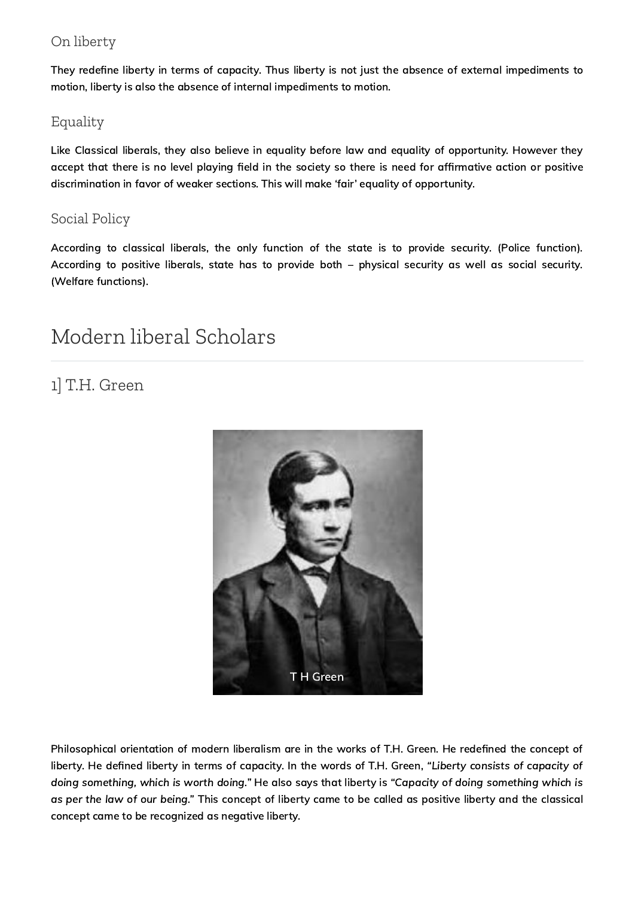### On liberty

**They redefine liberty in terms of capacity. Thus liberty is not just the absence of external impediments to motion, liberty is also the absence of internal impediments to motion.**

### Equality

**Like Classical liberals, they also believe in equality before law and equality of opportunity. However they accept that there is no level playing field in the society so there is need for affirmative action or positive discrimination in favor of weaker sections. This will make 'fair' equality of opportunity.**

### Social Policy

**According to classical liberals, the only function of the state is to provide security. (Police function). According to positive liberals, state has to provide both – physical security as well as social security. (Welfare functions).**

# Modern liberal Scholars

## 1] T.H. Green

T H Green

**Philosophical orientation of modern liberalism are in the works of T.H. Green. He redefined the concept of liberty. He defined liberty in terms of capacity. In the words of T.H. Green, "*Liberty consists of capacity of doing something, which is worth doing.*" He also says that liberty is "*Capacity of doing something which is as per the law of our being.*" This concept of liberty came to be called as positive liberty and the classical concept came to be recognized as negative liberty.**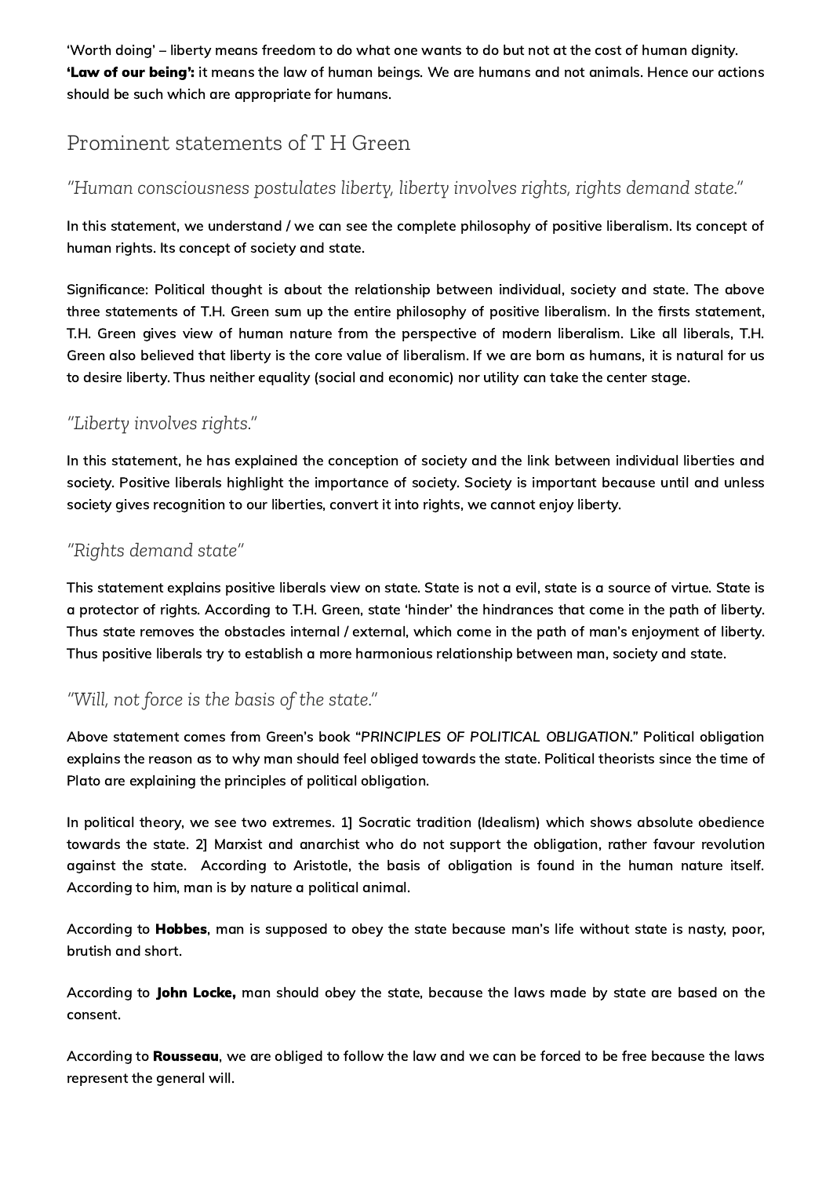'Worth doing' – liberty means freedom to do what one wants to do but not at the cost of human dignity.
**'Law of our being':** it means the law of human beings. We are humans and not animals. Hence our actions should be such which are appropriate for humans.

## Prominent statements of T H Green

### *"Human consciousness postulates liberty, liberty involves rights, rights demand state."*

In this statement, we understand / we can see the complete philosophy of positive liberalism. Its concept of human rights. Its concept of society and state.

Significance: Political thought is about the relationship between individual, society and state. The above three statements of T.H. Green sum up the entire philosophy of positive liberalism. In the firsts statement, T.H. Green gives view of human nature from the perspective of modern liberalism. Like all liberals, T.H. Green also believed that liberty is the core value of liberalism. If we are born as humans, it is natural for us to desire liberty. Thus neither equality (social and economic) nor utility can take the center stage.

### *"Liberty involves rights."*

In this statement, he has explained the conception of society and the link between individual liberties and society. Positive liberals highlight the importance of society. Society is important because until and unless society gives recognition to our liberties, convert it into rights, we cannot enjoy liberty.

### *"Rights demand state"*

This statement explains positive liberals view on state. State is not a evil, state is a source of virtue. State is a protector of rights. According to T.H. Green, state 'hinder' the hindrances that come in the path of liberty. Thus state removes the obstacles internal / external, which come in the path of man's enjoyment of liberty. Thus positive liberals try to establish a more harmonious relationship between man, society and state.

### *"Will, not force is the basis of the state."*

Above statement comes from Green's book "*PRINCIPLES OF POLITICAL OBLIGATION.*" Political obligation explains the reason as to why man should feel obliged towards the state. Political theorists since the time of Plato are explaining the principles of political obligation.

In political theory, we see two extremes. 1] Socratic tradition (Idealism) which shows absolute obedience towards the state. 2] Marxist and anarchist who do not support the obligation, rather favour revolution against the state. According to Aristotle, the basis of obligation is found in the human nature itself. According to him, man is by nature a political animal.

According to **Hobbes**, man is supposed to obey the state because man's life without state is nasty, poor, brutish and short.

According to **John Locke,** man should obey the state, because the laws made by state are based on the consent.

According to **Rousseau**, we are obliged to follow the law and we can be forced to be free because the laws represent the general will.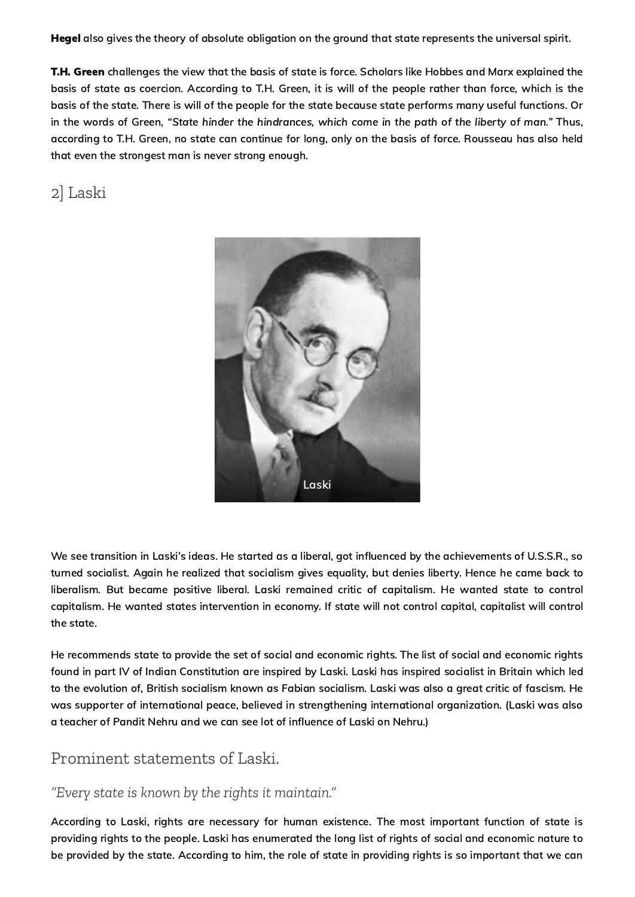**Hegel** also gives the theory of absolute obligation on the ground that state represents the universal spirit.

**T.H. Green** challenges the view that the basis of state is force. Scholars like Hobbes and Marx explained the basis of state as coercion. According to T.H. Green, it is will of the people rather than force, which is the basis of the state. There is will of the people for the state because state performs many useful functions. Or in the words of Green, *"State hinder the hindrances, which come in the path of the liberty of man."* Thus, according to T.H. Green, no state can continue for long, only on the basis of force. Rousseau has also held that even the strongest man is never strong enough.

## 2] Laski

Laski

We see transition in Laski's ideas. He started as a liberal, got influenced by the achievements of U.S.S.R., so turned socialist. Again he realized that socialism gives equality, but denies liberty. Hence he came back to liberalism. But became positive liberal. Laski remained critic of capitalism. He wanted state to control capitalism. He wanted states intervention in economy. If state will not control capital, capitalist will control the state.

He recommends state to provide the set of social and economic rights. The list of social and economic rights found in part IV of Indian Constitution are inspired by Laski. Laski has inspired socialist in Britain which led to the evolution of, British socialism known as Fabian socialism. Laski was also a great critic of fascism. He was supporter of international peace, believed in strengthening international organization. (Laski was also a teacher of Pandit Nehru and we can see lot of influence of Laski on Nehru.)

## Prominent statements of Laski.

### *"Every state is known by the rights it maintain."*

According to Laski, rights are necessary for human existence. The most important function of state is providing rights to the people. Laski has enumerated the long list of rights of social and economic nature to be provided by the state. According to him, the role of state in providing rights is so important that we can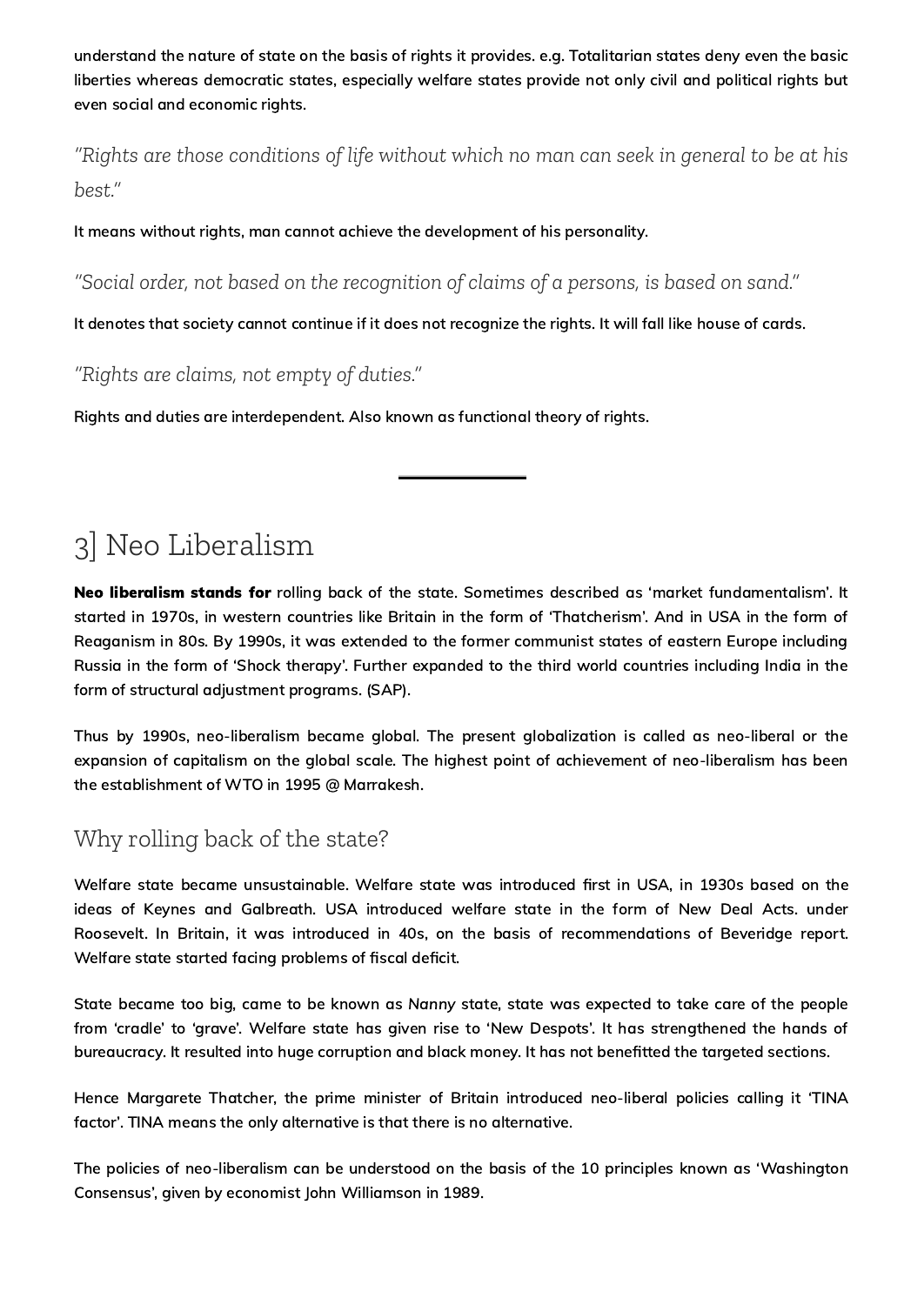understand the nature of state on the basis of rights it provides. e.g. Totalitarian states deny even the basic liberties whereas democratic states, especially welfare states provide not only civil and political rights but even social and economic rights.

*"Rights are those conditions of life without which no man can seek in general to be at his best."*

It means without rights, man cannot achieve the development of his personality.

*"Social order, not based on the recognition of claims of a persons, is based on sand."*

It denotes that society cannot continue if it does not recognize the rights. It will fall like house of cards.

*"Rights are claims, not empty of duties."*

Rights and duties are interdependent. Also known as functional theory of rights.

---

# 3] Neo Liberalism

**Neo liberalism stands for** rolling back of the state. Sometimes described as 'market fundamentalism'. It started in 1970s, in western countries like Britain in the form of 'Thatcherism'. And in USA in the form of Reaganism in 80s. By 1990s, it was extended to the former communist states of eastern Europe including Russia in the form of 'Shock therapy'. Further expanded to the third world countries including India in the form of structural adjustment programs. (SAP).

Thus by 1990s, neo-liberalism became global. The present globalization is called as neo-liberal or the expansion of capitalism on the global scale. The highest point of achievement of neo-liberalism has been the establishment of WTO in 1995 @ Marrakesh.

## Why rolling back of the state?

Welfare state became unsustainable. Welfare state was introduced first in USA, in 1930s based on the ideas of Keynes and Galbreath. USA introduced welfare state in the form of New Deal Acts. under Roosevelt. In Britain, it was introduced in 40s, on the basis of recommendations of Beveridge report. Welfare state started facing problems of fiscal deficit.

State became too big, came to be known as *Nanny* state, state was expected to take care of the people from 'cradle' to 'grave'. Welfare state has given rise to 'New Despots'. It has strengthened the hands of bureaucracy. It resulted into huge corruption and black money. It has not benefitted the targeted sections.

Hence Margarete Thatcher, the prime minister of Britain introduced neo-liberal policies calling it 'TINA factor'. TINA means the only alternative is that there is no alternative.

The policies of neo-liberalism can be understood on the basis of the 10 principles known as 'Washington Consensus', given by economist John Williamson in 1989.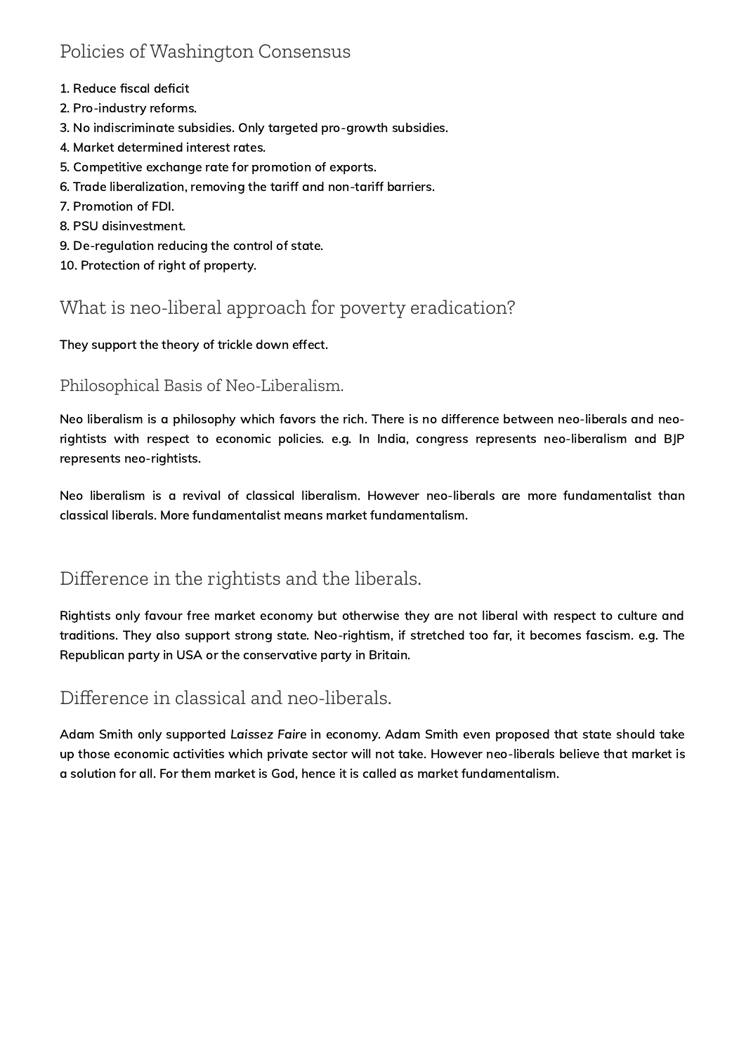## Policies of Washington Consensus

**1. Reduce fiscal deficit**
**2. Pro-industry reforms.**
**3. No indiscriminate subsidies. Only targeted pro-growth subsidies.**
**4. Market determined interest rates.**
**5. Competitive exchange rate for promotion of exports.**
**6. Trade liberalization, removing the tariff and non-tariff barriers.**
**7. Promotion of FDI.**
**8. PSU disinvestment.**
**9. De-regulation reducing the control of state.**
**10. Protection of right of property.**

## What is neo-liberal approach for poverty eradication?

**They support the theory of trickle down effect.**

### Philosophical Basis of Neo-Liberalism.

**Neo liberalism is a philosophy which favors the rich. There is no difference between neo-liberals and neo-rightists with respect to economic policies. e.g. In India, congress represents neo-liberalism and BJP represents neo-rightists.**

**Neo liberalism is a revival of classical liberalism. However neo-liberals are more fundamentalist than classical liberals. More fundamentalist means market fundamentalism.**

## Difference in the rightists and the liberals.

**Rightists only favour free market economy but otherwise they are not liberal with respect to culture and traditions. They also support strong state. Neo-rightism, if stretched too far, it becomes fascism. e.g. The Republican party in USA or the conservative party in Britain.**

## Difference in classical and neo-liberals.

**Adam Smith only supported *Laissez Faire* in economy. Adam Smith even proposed that state should take up those economic activities which private sector will not take. However neo-liberals believe that market is a solution for all. For them market is God, hence it is called as market fundamentalism.**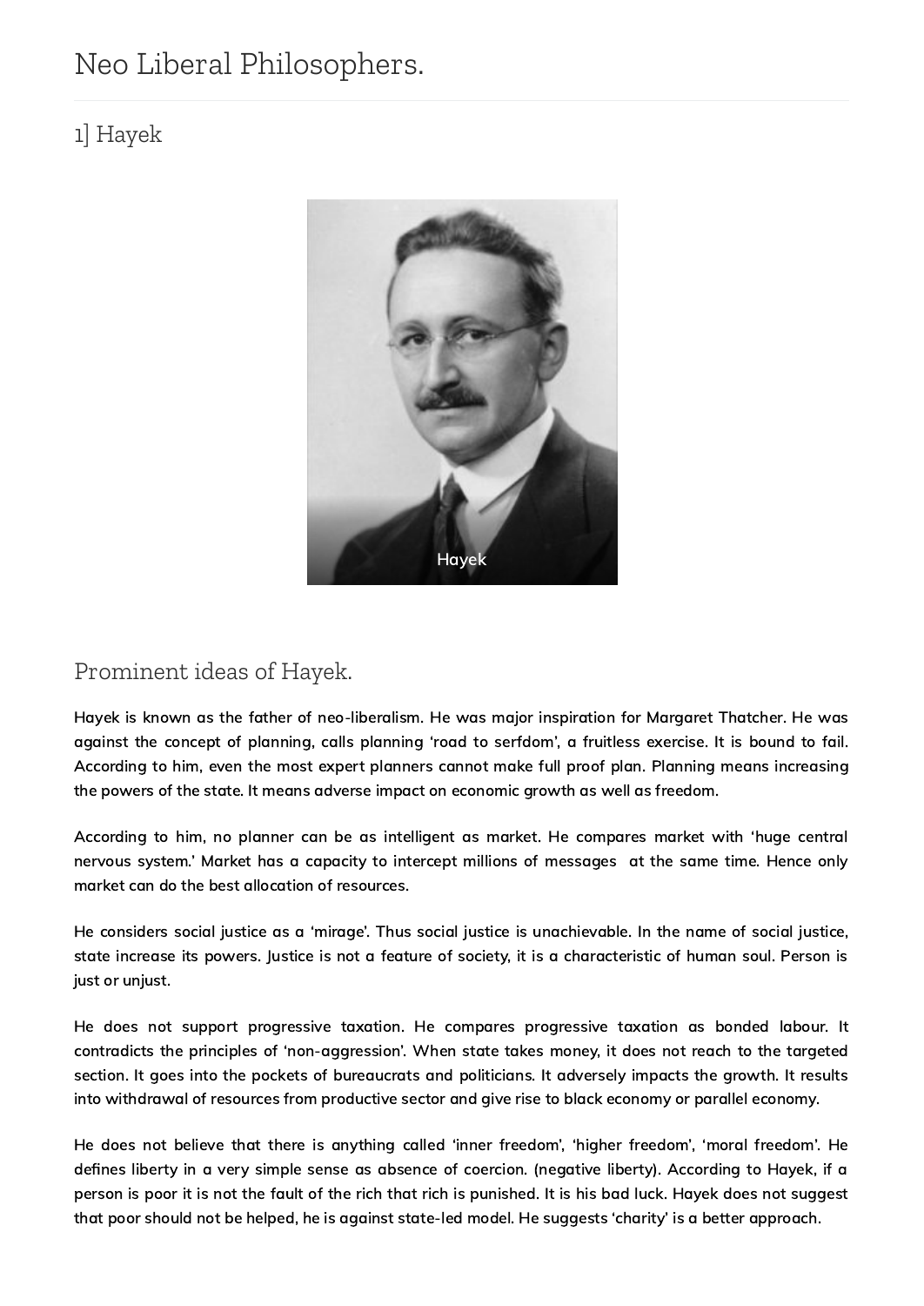# Neo Liberal Philosophers.

## 1] Hayek

Hayek

### Prominent ideas of Hayek.

**Hayek is known as the father of neo-liberalism. He was major inspiration for Margaret Thatcher. He was against the concept of planning, calls planning 'road to serfdom', a fruitless exercise. It is bound to fail. According to him, even the most expert planners cannot make full proof plan. Planning means increasing the powers of the state. It means adverse impact on economic growth as well as freedom.**

**According to him, no planner can be as intelligent as market. He compares market with 'huge central nervous system.' Market has a capacity to intercept millions of messages at the same time. Hence only market can do the best allocation of resources.**

**He considers social justice as a 'mirage'. Thus social justice is unachievable. In the name of social justice, state increase its powers. Justice is not a feature of society, it is a characteristic of human soul. Person is just or unjust.**

**He does not support progressive taxation. He compares progressive taxation as bonded labour. It contradicts the principles of 'non-aggression'. When state takes money, it does not reach to the targeted section. It goes into the pockets of bureaucrats and politicians. It adversely impacts the growth. It results into withdrawal of resources from productive sector and give rise to black economy or parallel economy.**

**He does not believe that there is anything called 'inner freedom', 'higher freedom', 'moral freedom'. He defines liberty in a very simple sense as absence of coercion. (negative liberty). According to Hayek, if a person is poor it is not the fault of the rich that rich is punished. It is his bad luck. Hayek does not suggest that poor should not be helped, he is against state-led model. He suggests 'charity' is a better approach.**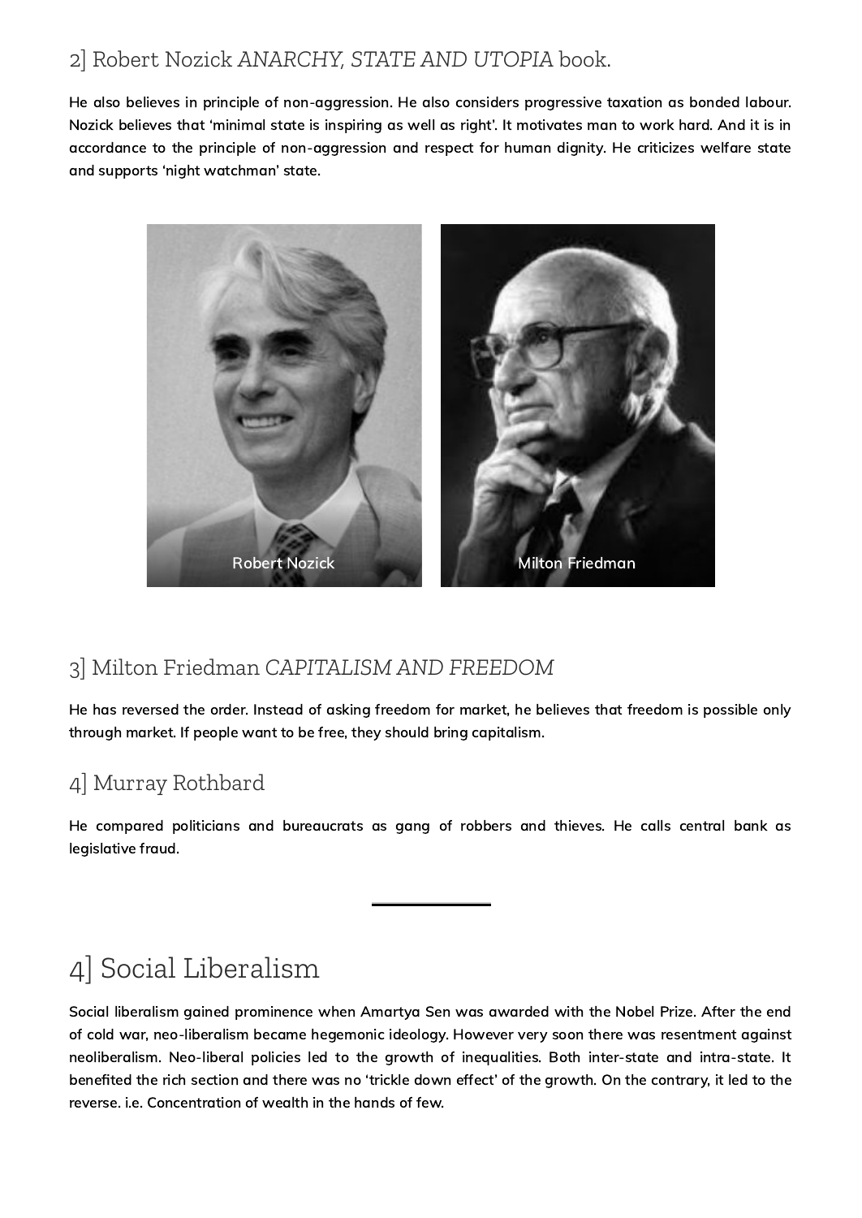## 2] Robert Nozick *ANARCHY, STATE AND UTOPIA* book.

**He also believes in principle of non-aggression. He also considers progressive taxation as bonded labour. Nozick believes that 'minimal state is inspiring as well as right'. It motivates man to work hard. And it is in accordance to the principle of non-aggression and respect for human dignity. He criticizes welfare state and supports 'night watchman' state.**

Robert Nozick

Milton Friedman

## 3] Milton Friedman *CAPITALISM AND FREEDOM*

**He has reversed the order. Instead of asking freedom for market, he believes that freedom is possible only through market. If people want to be free, they should bring capitalism.**

## 4] Murray Rothbard

**He compared politicians and bureaucrats as gang of robbers and thieves. He calls central bank as legislative fraud.**

---

# 4] Social Liberalism

**Social liberalism gained prominence when Amartya Sen was awarded with the Nobel Prize. After the end of cold war, neo-liberalism became hegemonic ideology. However very soon there was resentment against neoliberalism. Neo-liberal policies led to the growth of inequalities. Both inter-state and intra-state. It benefited the rich section and there was no 'trickle down effect' of the growth. On the contrary, it led to the reverse. i.e. Concentration of wealth in the hands of few.**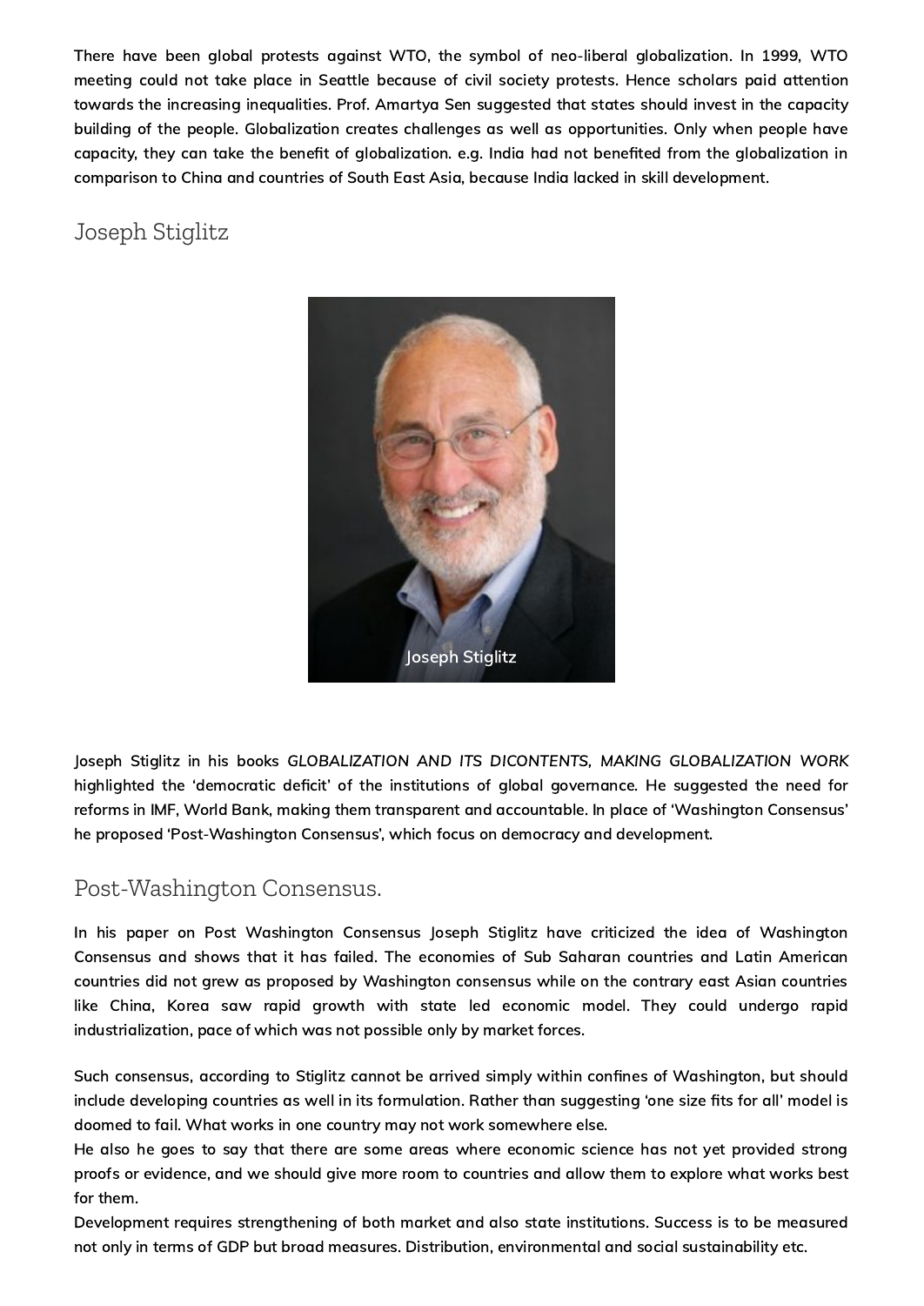There have been global protests against WTO, the symbol of neo-liberal globalization. In 1999, WTO meeting could not take place in Seattle because of civil society protests. Hence scholars paid attention towards the increasing inequalities. Prof. Amartya Sen suggested that states should invest in the capacity building of the people. Globalization creates challenges as well as opportunities. Only when people have capacity, they can take the benefit of globalization. e.g. India had not benefited from the globalization in comparison to China and countries of South East Asia, because India lacked in skill development.

## Joseph Stiglitz

Joseph Stiglitz

Joseph Stiglitz in his books *GLOBALIZATION AND ITS DICONTENTS, MAKING GLOBALIZATION WORK* highlighted the 'democratic deficit' of the institutions of global governance. He suggested the need for reforms in IMF, World Bank, making them transparent and accountable. In place of 'Washington Consensus' he proposed 'Post-Washington Consensus', which focus on democracy and development.

## Post-Washington Consensus.

In his paper on Post Washington Consensus Joseph Stiglitz have criticized the idea of Washington Consensus and shows that it has failed. The economies of Sub Saharan countries and Latin American countries did not grew as proposed by Washington consensus while on the contrary east Asian countries like China, Korea saw rapid growth with state led economic model. They could undergo rapid industrialization, pace of which was not possible only by market forces.

Such consensus, according to Stiglitz cannot be arrived simply within confines of Washington, but should include developing countries as well in its formulation. Rather than suggesting 'one size fits for all' model is doomed to fail. What works in one country may not work somewhere else.
He also he goes to say that there are some areas where economic science has not yet provided strong proofs or evidence, and we should give more room to countries and allow them to explore what works best for them.
Development requires strengthening of both market and also state institutions. Success is to be measured not only in terms of GDP but broad measures. Distribution, environmental and social sustainability etc.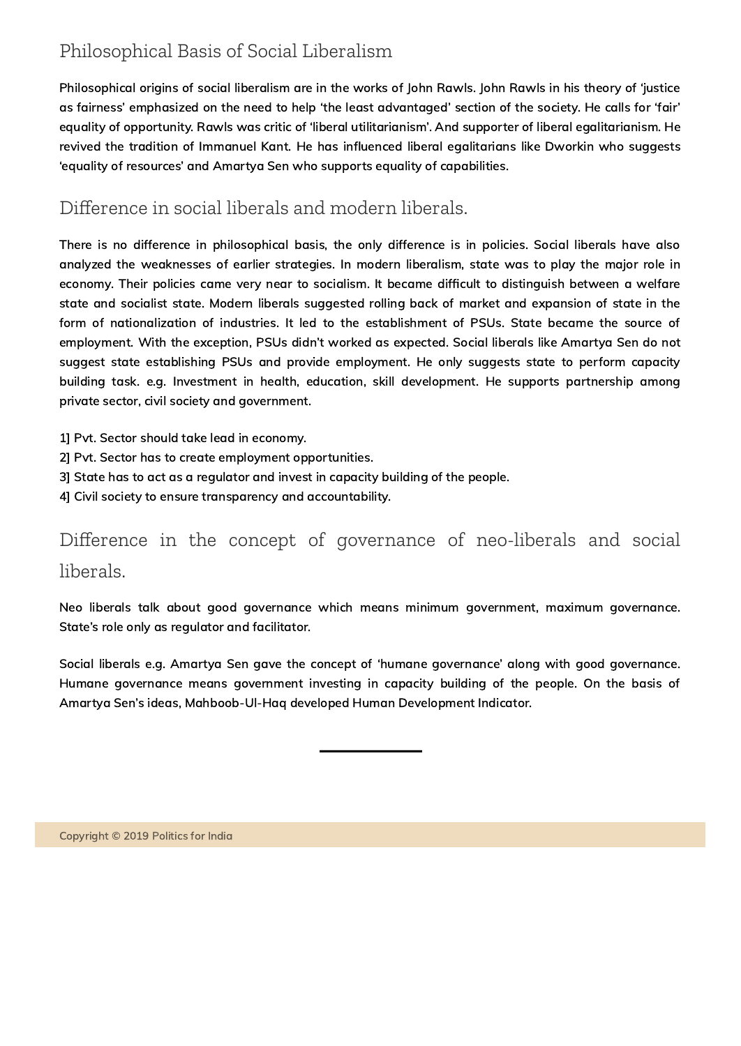## Philosophical Basis of Social Liberalism

**Philosophical origins of social liberalism are in the works of John Rawls. John Rawls in his theory of 'justice as fairness' emphasized on the need to help 'the least advantaged' section of the society. He calls for 'fair' equality of opportunity. Rawls was critic of 'liberal utilitarianism'. And supporter of liberal egalitarianism. He revived the tradition of Immanuel Kant. He has influenced liberal egalitarians like Dworkin who suggests 'equality of resources' and Amartya Sen who supports equality of capabilities.**

## Difference in social liberals and modern liberals.

**There is no difference in philosophical basis, the only difference is in policies. Social liberals have also analyzed the weaknesses of earlier strategies. In modern liberalism, state was to play the major role in economy. Their policies came very near to socialism. It became difficult to distinguish between a welfare state and socialist state. Modern liberals suggested rolling back of market and expansion of state in the form of nationalization of industries. It led to the establishment of PSUs. State became the source of employment. With the exception, PSUs didn't worked as expected. Social liberals like Amartya Sen do not suggest state establishing PSUs and provide employment. He only suggests state to perform capacity building task. e.g. Investment in health, education, skill development. He supports partnership among private sector, civil society and government.**

**1] Pvt. Sector should take lead in economy.**
**2] Pvt. Sector has to create employment opportunities.**
**3] State has to act as a regulator and invest in capacity building of the people.**
**4] Civil society to ensure transparency and accountability.**

## Difference in the concept of governance of neo-liberals and social liberals.

**Neo liberals talk about good governance which means minimum government, maximum governance. State's role only as regulator and facilitator.**

**Social liberals e.g. Amartya Sen gave the concept of 'humane governance' along with good governance. Humane governance means government investing in capacity building of the people. On the basis of Amartya Sen's ideas, Mahboob-Ul-Haq developed Human Development Indicator.**

Copyright © 2019 Politics for India